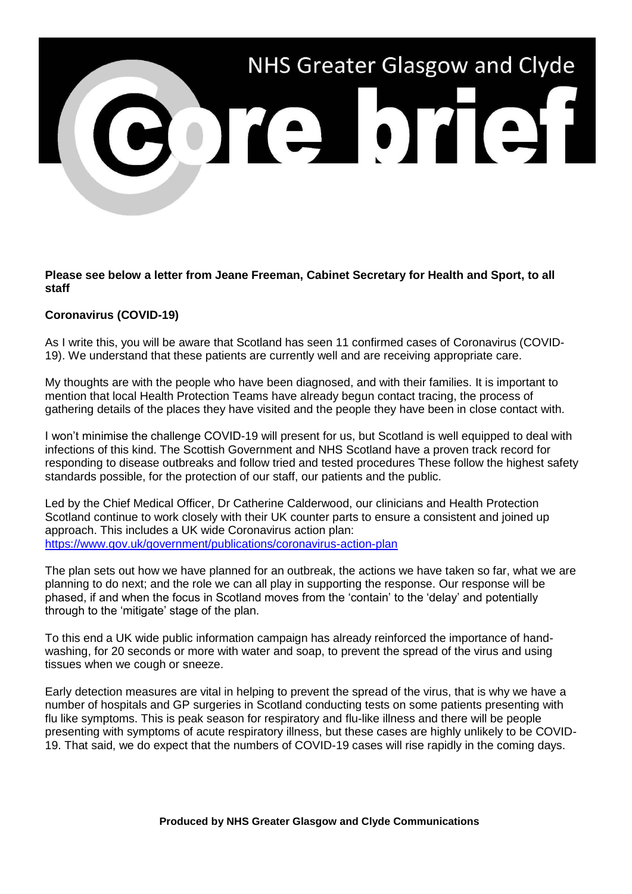# NHS Greater Glasgow and Clyde Core brief

**Please see below a letter from Jeane Freeman, Cabinet Secretary for Health and Sport, to all staff**

**Coronavirus (COVID-19)**

As I write this, you will be aware that Scotland has seen 11 confirmed cases of Coronavirus (COVID-19). We understand that these patients are currently well and are receiving appropriate care.

My thoughts are with the people who have been diagnosed, and with their families. It is important to mention that local Health Protection Teams have already begun contact tracing, the process of gathering details of the places they have visited and the people they have been in close contact with.

I won't minimise the challenge COVID-19 will present for us, but Scotland is well equipped to deal with infections of this kind. The Scottish Government and NHS Scotland have a proven track record for responding to disease outbreaks and follow tried and tested procedures These follow the highest safety standards possible, for the protection of our staff, our patients and the public.

Led by the Chief Medical Officer, Dr Catherine Calderwood, our clinicians and Health Protection Scotland continue to work closely with their UK counter parts to ensure a consistent and joined up approach. This includes a UK wide Coronavirus action plan: https://www.gov.uk/government/publications/coronavirus-action-plan

The plan sets out how we have planned for an outbreak, the actions we have taken so far, what we are planning to do next; and the role we can all play in supporting the response. Our response will be phased, if and when the focus in Scotland moves from the 'contain' to the 'delay' and potentially through to the 'mitigate' stage of the plan.

To this end a UK wide public information campaign has already reinforced the importance of hand-washing, for 20 seconds or more with water and soap, to prevent the spread of the virus and using tissues when we cough or sneeze.

Early detection measures are vital in helping to prevent the spread of the virus, that is why we have a number of hospitals and GP surgeries in Scotland conducting tests on some patients presenting with flu like symptoms. This is peak season for respiratory and flu-like illness and there will be people presenting with symptoms of acute respiratory illness, but these cases are highly unlikely to be COVID-19. That said, we do expect that the numbers of COVID-19 cases will rise rapidly in the coming days.

**Produced by NHS Greater Glasgow and Clyde Communications**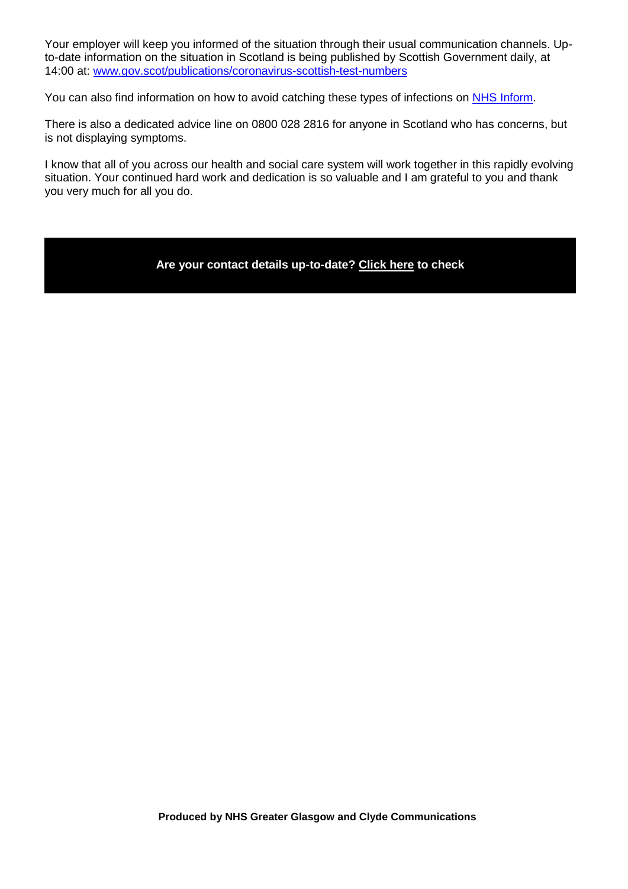Your employer will keep you informed of the situation through their usual communication channels. Up-to-date information on the situation in Scotland is being published by Scottish Government daily, at 14:00 at: www.gov.scot/publications/coronavirus-scottish-test-numbers

You can also find information on how to avoid catching these types of infections on NHS Inform.

There is also a dedicated advice line on 0800 028 2816 for anyone in Scotland who has concerns, but is not displaying symptoms.

I know that all of you across our health and social care system will work together in this rapidly evolving situation. Your continued hard work and dedication is so valuable and I am grateful to you and thank you very much for all you do.

**Are your contact details up-to-date? Click here to check**

**Produced by NHS Greater Glasgow and Clyde Communications**